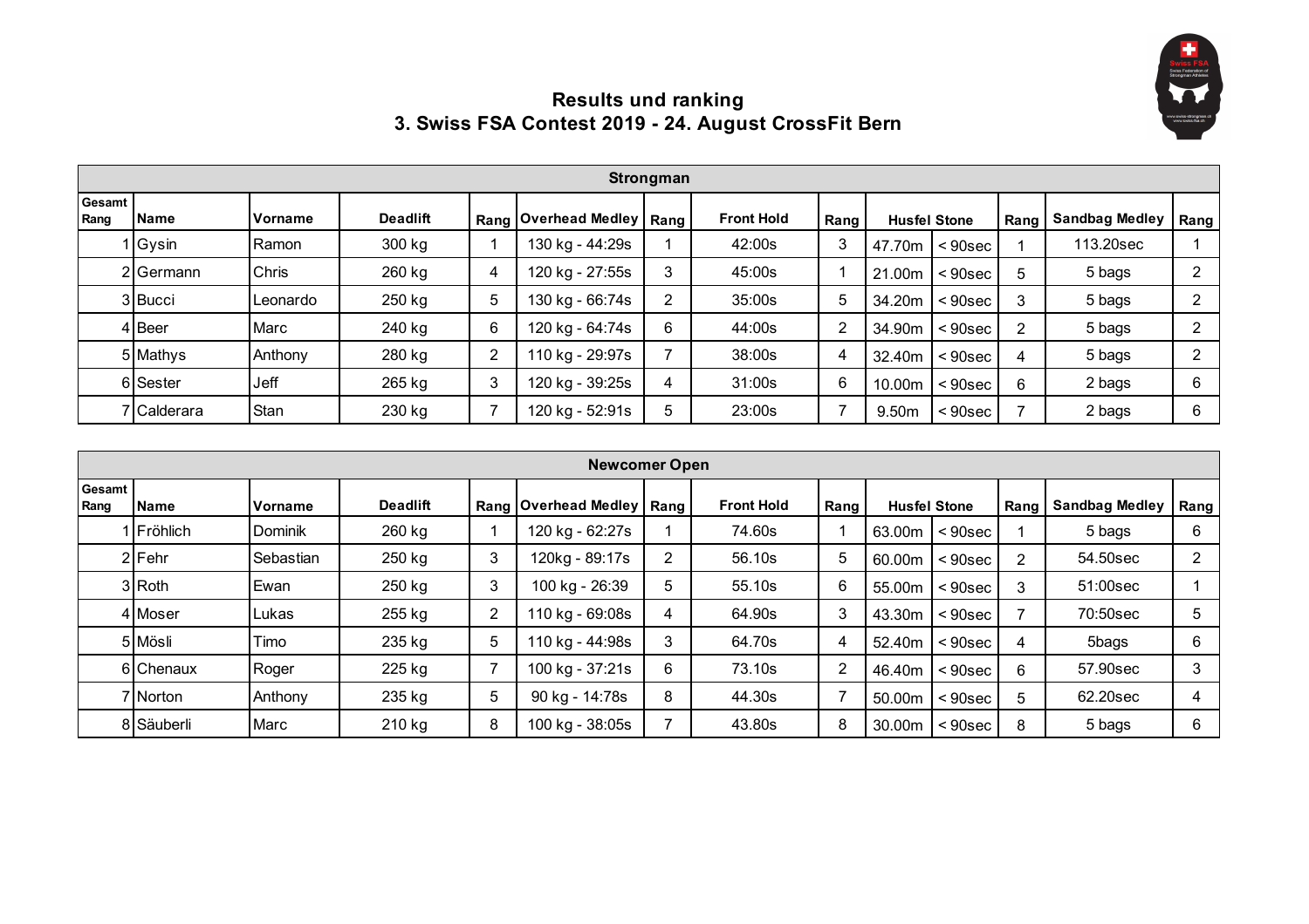# Results und ranking
## 3. Swiss FSA Contest 2019 - 24. August CrossFit Bern

| Strongman | | | | | | | | | | | | | |
|---|---|---|---|---|---|---|---|---|---|---|---|---|---|
| Gesamt Rang | Name | Vorname | Deadlift | Rang | Overhead Medley | Rang | Front Hold | Rang | Husfel Stone | | Rang | Sandbag Medley | Rang |
| 1 | Gysin | Ramon | 300 kg | 1 | 130 kg - 44:29s | 1 | 42:00s | 3 | 47.70m | < 90sec | 1 | 113.20sec | 1 |
| 2 | Germann | Chris | 260 kg | 4 | 120 kg - 27:55s | 3 | 45:00s | 1 | 21.00m | < 90sec | 5 | 5 bags | 2 |
| 3 | Bucci | Leonardo | 250 kg | 5 | 130 kg - 66:74s | 2 | 35:00s | 5 | 34.20m | < 90sec | 3 | 5 bags | 2 |
| 4 | Beer | Marc | 240 kg | 6 | 120 kg - 64:74s | 6 | 44:00s | 2 | 34.90m | < 90sec | 2 | 5 bags | 2 |
| 5 | Mathys | Anthony | 280 kg | 2 | 110 kg - 29:97s | 7 | 38:00s | 4 | 32.40m | < 90sec | 4 | 5 bags | 2 |
| 6 | Sester | Jeff | 265 kg | 3 | 120 kg - 39:25s | 4 | 31:00s | 6 | 10.00m | < 90sec | 6 | 2 bags | 6 |
| 7 | Calderara | Stan | 230 kg | 7 | 120 kg - 52:91s | 5 | 23:00s | 7 | 9.50m | < 90sec | 7 | 2 bags | 6 |

| Newcomer Open | | | | | | | | | | | | | |
|---|---|---|---|---|---|---|---|---|---|---|---|---|---|
| Gesamt Rang | Name | Vorname | Deadlift | Rang | Overhead Medley | Rang | Front Hold | Rang | Husfel Stone | | Rang | Sandbag Medley | Rang |
| 1 | Fröhlich | Dominik | 260 kg | 1 | 120 kg - 62:27s | 1 | 74.60s | 1 | 63.00m | < 90sec | 1 | 5 bags | 6 |
| 2 | Fehr | Sebastian | 250 kg | 3 | 120kg - 89:17s | 2 | 56.10s | 5 | 60.00m | < 90sec | 2 | 54.50sec | 2 |
| 3 | Roth | Ewan | 250 kg | 3 | 100 kg - 26:39 | 5 | 55.10s | 6 | 55.00m | < 90sec | 3 | 51:00sec | 1 |
| 4 | Moser | Lukas | 255 kg | 2 | 110 kg - 69:08s | 4 | 64.90s | 3 | 43.30m | < 90sec | 7 | 70:50sec | 5 |
| 5 | Mösli | Timo | 235 kg | 5 | 110 kg - 44:98s | 3 | 64.70s | 4 | 52.40m | < 90sec | 4 | 5bags | 6 |
| 6 | Chenaux | Roger | 225 kg | 7 | 100 kg - 37:21s | 6 | 73.10s | 2 | 46.40m | < 90sec | 6 | 57.90sec | 3 |
| 7 | Norton | Anthony | 235 kg | 5 | 90 kg - 14:78s | 8 | 44.30s | 7 | 50.00m | < 90sec | 5 | 62.20sec | 4 |
| 8 | Säuberli | Marc | 210 kg | 8 | 100 kg - 38:05s | 7 | 43.80s | 8 | 30.00m | < 90sec | 8 | 5 bags | 6 |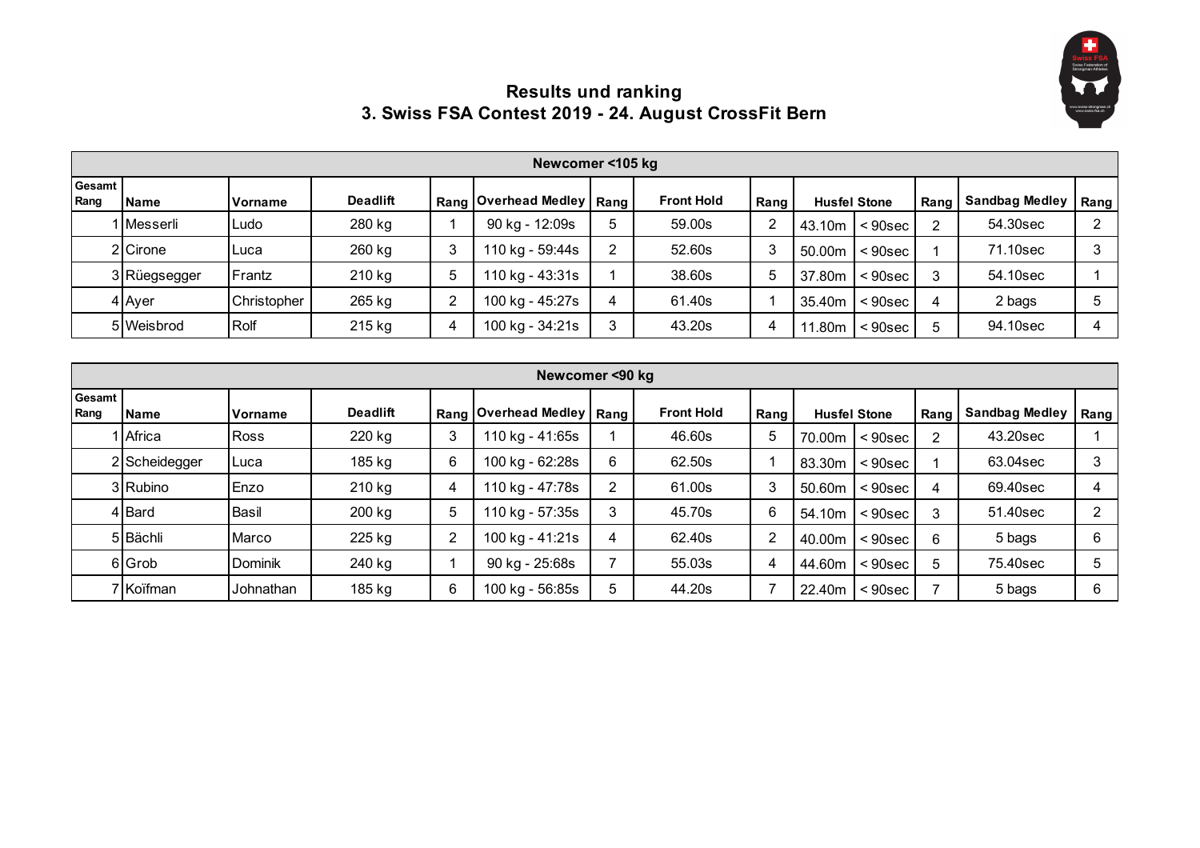## Results und ranking
## 3. Swiss FSA Contest 2019 - 24. August CrossFit Bern

| Newcomer <105 kg | | | | | | | | | | | | | |
|---|---|---|---|---|---|---|---|---|---|---|---|---|---|
| Gesamt Rang | Name | Vorname | Deadlift | Rang | Overhead Medley | Rang | Front Hold | Rang | Husfel Stone | | Rang | Sandbag Medley | Rang |
| 1 | Messerli | Ludo | 280 kg | 1 | 90 kg - 12:09s | 5 | 59.00s | 2 | 43.10m | < 90sec | 2 | 54.30sec | 2 |
| 2 | Cirone | Luca | 260 kg | 3 | 110 kg - 59:44s | 2 | 52.60s | 3 | 50.00m | < 90sec | 1 | 71.10sec | 3 |
| 3 | Rüegsegger | Frantz | 210 kg | 5 | 110 kg - 43:31s | 1 | 38.60s | 5 | 37.80m | < 90sec | 3 | 54.10sec | 1 |
| 4 | Ayer | Christopher | 265 kg | 2 | 100 kg - 45:27s | 4 | 61.40s | 1 | 35.40m | < 90sec | 4 | 2 bags | 5 |
| 5 | Weisbrod | Rolf | 215 kg | 4 | 100 kg - 34:21s | 3 | 43.20s | 4 | 11.80m | < 90sec | 5 | 94.10sec | 4 |

| Newcomer <90 kg | | | | | | | | | | | | | |
|---|---|---|---|---|---|---|---|---|---|---|---|---|---|
| Gesamt Rang | Name | Vorname | Deadlift | Rang | Overhead Medley | Rang | Front Hold | Rang | Husfel Stone | | Rang | Sandbag Medley | Rang |
| 1 | Africa | Ross | 220 kg | 3 | 110 kg - 41:65s | 1 | 46.60s | 5 | 70.00m | < 90sec | 2 | 43.20sec | 1 |
| 2 | Scheidegger | Luca | 185 kg | 6 | 100 kg - 62:28s | 6 | 62.50s | 1 | 83.30m | < 90sec | 1 | 63.04sec | 3 |
| 3 | Rubino | Enzo | 210 kg | 4 | 110 kg - 47:78s | 2 | 61.00s | 3 | 50.60m | < 90sec | 4 | 69.40sec | 4 |
| 4 | Bard | Basil | 200 kg | 5 | 110 kg - 57:35s | 3 | 45.70s | 6 | 54.10m | < 90sec | 3 | 51.40sec | 2 |
| 5 | Bächli | Marco | 225 kg | 2 | 100 kg - 41:21s | 4 | 62.40s | 2 | 40.00m | < 90sec | 6 | 5 bags | 6 |
| 6 | Grob | Dominik | 240 kg | 1 | 90 kg - 25:68s | 7 | 55.03s | 4 | 44.60m | < 90sec | 5 | 75.40sec | 5 |
| 7 | Koïfman | Johnathan | 185 kg | 6 | 100 kg - 56:85s | 5 | 44.20s | 7 | 22.40m | < 90sec | 7 | 5 bags | 6 |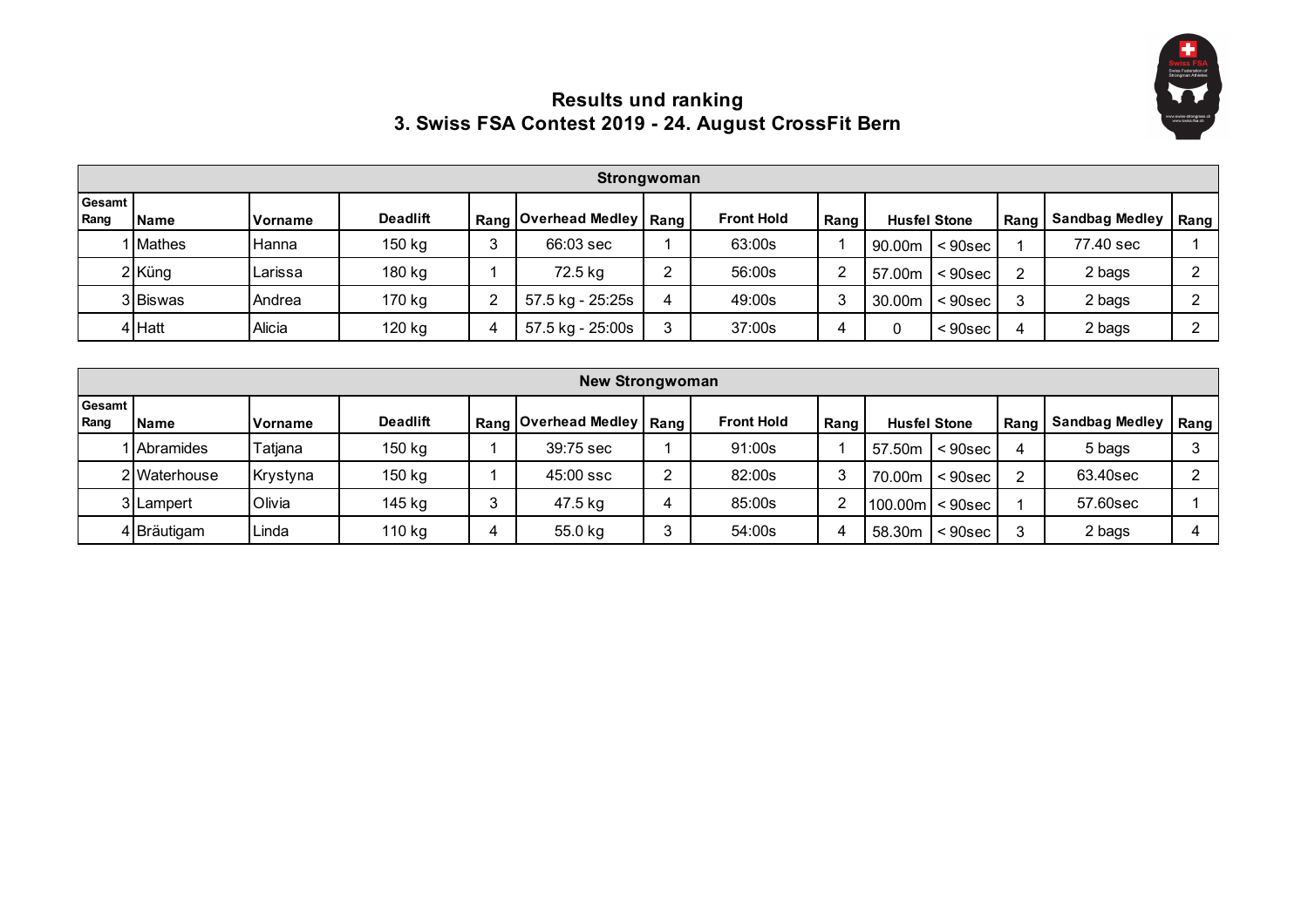## Results und ranking
## 3. Swiss FSA Contest 2019 - 24. August CrossFit Bern

| Strongwoman | | | | | | | | | | | | | |
|---|---|---|---|---|---|---|---|---|---|---|---|---|---|
| Gesamt Rang | Name | Vorname | Deadlift | Rang | Overhead Medley | Rang | Front Hold | Rang | Husfel Stone | | Rang | Sandbag Medley | Rang |
| 1 | Mathes | Hanna | 150 kg | 3 | 66:03 sec | 1 | 63:00s | 1 | 90.00m | < 90sec | 1 | 77.40 sec | 1 |
| 2 | Küng | Larissa | 180 kg | 1 | 72.5 kg | 2 | 56:00s | 2 | 57.00m | < 90sec | 2 | 2 bags | 2 |
| 3 | Biswas | Andrea | 170 kg | 2 | 57.5 kg - 25:25s | 4 | 49:00s | 3 | 30.00m | < 90sec | 3 | 2 bags | 2 |
| 4 | Hatt | Alicia | 120 kg | 4 | 57.5 kg - 25:00s | 3 | 37:00s | 4 | 0 | < 90sec | 4 | 2 bags | 2 |

| New Strongwoman | | | | | | | | | | | | | |
|---|---|---|---|---|---|---|---|---|---|---|---|---|---|
| Gesamt Rang | Name | Vorname | Deadlift | Rang | Overhead Medley | Rang | Front Hold | Rang | Husfel Stone | | Rang | Sandbag Medley | Rang |
| 1 | Abramides | Tatjana | 150 kg | 1 | 39:75 sec | 1 | 91:00s | 1 | 57.50m | < 90sec | 4 | 5 bags | 3 |
| 2 | Waterhouse | Krystyna | 150 kg | 1 | 45:00 ssc | 2 | 82:00s | 3 | 70.00m | < 90sec | 2 | 63.40sec | 2 |
| 3 | Lampert | Olivia | 145 kg | 3 | 47.5 kg | 4 | 85:00s | 2 | 100.00m | < 90sec | 1 | 57.60sec | 1 |
| 4 | Bräutigam | Linda | 110 kg | 4 | 55.0 kg | 3 | 54:00s | 4 | 58.30m | < 90sec | 3 | 2 bags | 4 |